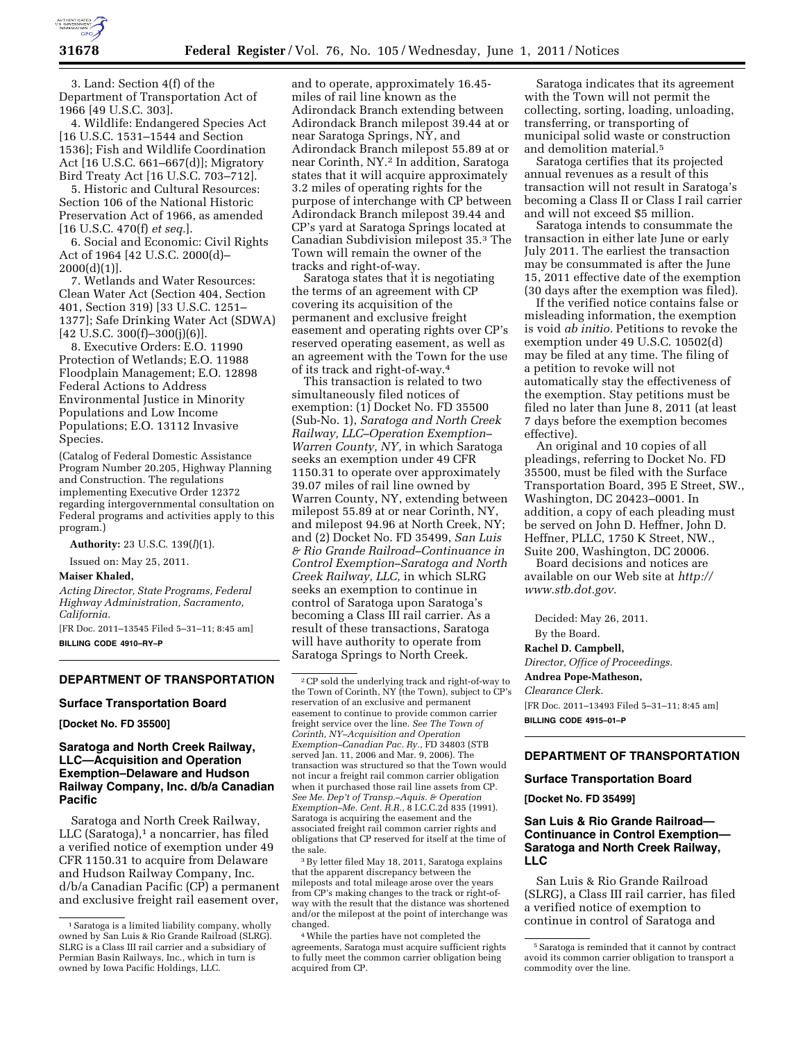3. Land: Section 4(f) of the Department of Transportation Act of 1966 [49 U.S.C. 303].

4. Wildlife: Endangered Species Act [16 U.S.C. 1531–1544 and Section 1536]; Fish and Wildlife Coordination Act [16 U.S.C. 661–667(d)]; Migratory Bird Treaty Act [16 U.S.C. 703–712].

5. Historic and Cultural Resources: Section 106 of the National Historic Preservation Act of 1966, as amended [16 U.S.C. 470(f) *et seq.*].

6. Social and Economic: Civil Rights Act of 1964 [42 U.S.C. 2000(d)–2000(d)(1)].

7. Wetlands and Water Resources: Clean Water Act (Section 404, Section 401, Section 319) [33 U.S.C. 1251–1377]; Safe Drinking Water Act (SDWA) [42 U.S.C. 300(f)–300(j)(6)].

8. Executive Orders: E.O. 11990 Protection of Wetlands; E.O. 11988 Floodplain Management; E.O. 12898 Federal Actions to Address Environmental Justice in Minority Populations and Low Income Populations; E.O. 13112 Invasive Species.

(Catalog of Federal Domestic Assistance Program Number 20.205, Highway Planning and Construction. The regulations implementing Executive Order 12372 regarding intergovernmental consultation on Federal programs and activities apply to this program.)

**Authority:** 23 U.S.C. 139(*l*)(1).

Issued on: May 25, 2011.

**Maiser Khaled,**

*Acting Director, State Programs, Federal Highway Administration, Sacramento, California.*

[FR Doc. 2011–13545 Filed 5–31–11; 8:45 am]

**BILLING CODE 4910–RY–P**

## DEPARTMENT OF TRANSPORTATION

### Surface Transportation Board

**[Docket No. FD 35500]**

### Saratoga and North Creek Railway, LLC—Acquisition and Operation Exemption–Delaware and Hudson Railway Company, Inc. d/b/a Canadian Pacific

Saratoga and North Creek Railway, LLC (Saratoga),[1] a noncarrier, has filed a verified notice of exemption under 49 CFR 1150.31 to acquire from Delaware and Hudson Railway Company, Inc. d/b/a Canadian Pacific (CP) a permanent and exclusive freight rail easement over, and to operate, approximately 16.45-miles of rail line known as the Adirondack Branch extending between Adirondack Branch milepost 39.44 at or near Saratoga Springs, NY, and Adirondack Branch milepost 55.89 at or near Corinth, NY.[2] In addition, Saratoga states that it will acquire approximately 3.2 miles of operating rights for the purpose of interchange with CP between Adirondack Branch milepost 39.44 and CP's yard at Saratoga Springs located at Canadian Subdivision milepost 35.[3] The Town will remain the owner of the tracks and right-of-way.

Saratoga states that it is negotiating the terms of an agreement with CP covering its acquisition of the permanent and exclusive freight easement and operating rights over CP's reserved operating easement, as well as an agreement with the Town for the use of its track and right-of-way.[4]

This transaction is related to two simultaneously filed notices of exemption: (1) Docket No. FD 35500 (Sub-No. 1), *Saratoga and North Creek Railway, LLC–Operation Exemption–Warren County, NY,* in which Saratoga seeks an exemption under 49 CFR 1150.31 to operate over approximately 39.07 miles of rail line owned by Warren County, NY, extending between milepost 55.89 at or near Corinth, NY, and milepost 94.96 at North Creek, NY; and (2) Docket No. FD 35499, *San Luis & Rio Grande Railroad–Continuance in Control Exemption–Saratoga and North Creek Railway, LLC,* in which SLRG seeks an exemption to continue in control of Saratoga upon Saratoga's becoming a Class III rail carrier. As a result of these transactions, Saratoga will have authority to operate from Saratoga Springs to North Creek.

Saratoga indicates that its agreement with the Town will not permit the collecting, sorting, loading, unloading, transferring, or transporting of municipal solid waste or construction and demolition material.[5]

Saratoga certifies that its projected annual revenues as a result of this transaction will not result in Saratoga's becoming a Class II or Class I rail carrier and will not exceed $5 million.

Saratoga intends to consummate the transaction in either late June or early July 2011. The earliest the transaction may be consummated is after the June 15, 2011 effective date of the exemption (30 days after the exemption was filed).

If the verified notice contains false or misleading information, the exemption is void *ab initio.* Petitions to revoke the exemption under 49 U.S.C. 10502(d) may be filed at any time. The filing of a petition to revoke will not automatically stay the effectiveness of the exemption. Stay petitions must be filed no later than June 8, 2011 (at least 7 days before the exemption becomes effective).

An original and 10 copies of all pleadings, referring to Docket No. FD 35500, must be filed with the Surface Transportation Board, 395 E Street, SW., Washington, DC 20423–0001. In addition, a copy of each pleading must be served on John D. Heffner, John D. Heffner, PLLC, 1750 K Street, NW., Suite 200, Washington, DC 20006.

Board decisions and notices are available on our Web site at *http://www.stb.dot.gov.*

Decided: May 26, 2011.

By the Board.

**Rachel D. Campbell,**

*Director, Office of Proceedings.*

**Andrea Pope-Matheson,**

*Clearance Clerk.*

[FR Doc. 2011–13493 Filed 5–31–11; 8:45 am]

**BILLING CODE 4915–01–P**

## DEPARTMENT OF TRANSPORTATION

### Surface Transportation Board

**[Docket No. FD 35499]**

### San Luis & Rio Grande Railroad—Continuance in Control Exemption—Saratoga and North Creek Railway, LLC

San Luis & Rio Grande Railroad (SLRG), a Class III rail carrier, has filed a verified notice of exemption to continue in control of Saratoga and

---

[1] Saratoga is a limited liability company, wholly owned by San Luis & Rio Grande Railroad (SLRG). SLRG is a Class III rail carrier and a subsidiary of Permian Basin Railways, Inc., which in turn is owned by Iowa Pacific Holdings, LLC.

[2] CP sold the underlying track and right-of-way to the Town of Corinth, NY (the Town), subject to CP's reservation of an exclusive and permanent easement to continue to provide common carrier freight service over the line. *See The Town of Corinth, NY–Acquisition and Operation Exemption–Canadian Pac. Ry.,* FD 34803 (STB served Jan. 11, 2006 and Mar. 9, 2006). The transaction was structured so that the Town would not incur a freight rail common carrier obligation when it purchased those rail line assets from CP. *See Me. Dep't of Transp.–Aquis. & Operation Exemption–Me. Cent. R.R.,* 8 I.C.C.2d 835 (1991). Saratoga is acquiring the easement and the associated freight rail common carrier rights and obligations that CP reserved for itself at the time of the sale.

[3] By letter filed May 18, 2011, Saratoga explains that the apparent discrepancy between the mileposts and total mileage arose over the years from CP's making changes to the track or right-of-way with the result that the distance was shortened and/or the milepost at the point of interchange was changed.

[4] While the parties have not completed the agreements, Saratoga must acquire sufficient rights to fully meet the common carrier obligation being acquired from CP.

[5] Saratoga is reminded that it cannot by contract avoid its common carrier obligation to transport a commodity over the line.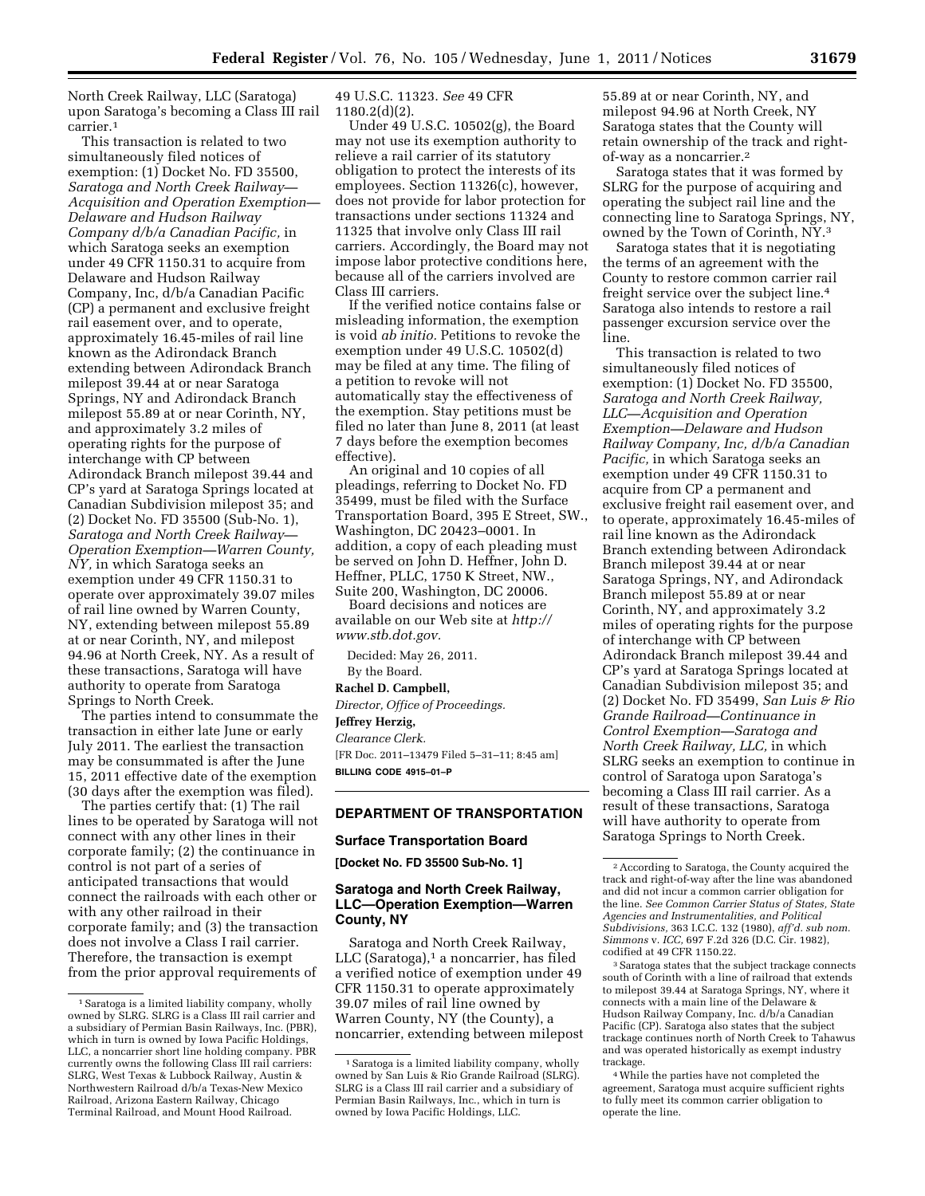North Creek Railway, LLC (Saratoga) upon Saratoga's becoming a Class III rail carrier.[1]

This transaction is related to two simultaneously filed notices of exemption: (1) Docket No. FD 35500, *Saratoga and North Creek Railway—Acquisition and Operation Exemption—Delaware and Hudson Railway Company d/b/a Canadian Pacific,* in which Saratoga seeks an exemption under 49 CFR 1150.31 to acquire from Delaware and Hudson Railway Company, Inc, d/b/a Canadian Pacific (CP) a permanent and exclusive freight rail easement over, and to operate, approximately 16.45-miles of rail line known as the Adirondack Branch extending between Adirondack Branch milepost 39.44 at or near Saratoga Springs, NY and Adirondack Branch milepost 55.89 at or near Corinth, NY, and approximately 3.2 miles of operating rights for the purpose of interchange with CP between Adirondack Branch milepost 39.44 and CP's yard at Saratoga Springs located at Canadian Subdivision milepost 35; and (2) Docket No. FD 35500 (Sub-No. 1), *Saratoga and North Creek Railway—Operation Exemption—Warren County, NY,* in which Saratoga seeks an exemption under 49 CFR 1150.31 to operate over approximately 39.07 miles of rail line owned by Warren County, NY, extending between milepost 55.89 at or near Corinth, NY, and milepost 94.96 at North Creek, NY. As a result of these transactions, Saratoga will have authority to operate from Saratoga Springs to North Creek.

The parties intend to consummate the transaction in either late June or early July 2011. The earliest the transaction may be consummated is after the June 15, 2011 effective date of the exemption (30 days after the exemption was filed).

The parties certify that: (1) The rail lines to be operated by Saratoga will not connect with any other lines in their corporate family; (2) the continuance in control is not part of a series of anticipated transactions that would connect the railroads with each other or with any other railroad in their corporate family; and (3) the transaction does not involve a Class I rail carrier. Therefore, the transaction is exempt from the prior approval requirements of 49 U.S.C. 11323. *See* 49 CFR 1180.2(d)(2).

Under 49 U.S.C. 10502(g), the Board may not use its exemption authority to relieve a rail carrier of its statutory obligation to protect the interests of its employees. Section 11326(c), however, does not provide for labor protection for transactions under sections 11324 and 11325 that involve only Class III rail carriers. Accordingly, the Board may not impose labor protective conditions here, because all of the carriers involved are Class III carriers.

If the verified notice contains false or misleading information, the exemption is void *ab initio.* Petitions to revoke the exemption under 49 U.S.C. 10502(d) may be filed at any time. The filing of a petition to revoke will not automatically stay the effectiveness of the exemption. Stay petitions must be filed no later than June 8, 2011 (at least 7 days before the exemption becomes effective).

An original and 10 copies of all pleadings, referring to Docket No. FD 35499, must be filed with the Surface Transportation Board, 395 E Street, SW., Washington, DC 20423–0001. In addition, a copy of each pleading must be served on John D. Heffner, John D. Heffner, PLLC, 1750 K Street, NW., Suite 200, Washington, DC 20006.

Board decisions and notices are available on our Web site at *http://www.stb.dot.gov.*

Decided: May 26, 2011.

By the Board.

**Rachel D. Campbell,**

*Director, Office of Proceedings.*

**Jeffrey Herzig,**

*Clearance Clerk.*

[FR Doc. 2011–13479 Filed 5–31–11; 8:45 am]

**BILLING CODE 4915–01–P**

[1] Saratoga is a limited liability company, wholly owned by SLRG. SLRG is a Class III rail carrier and a subsidiary of Permian Basin Railways, Inc. (PBR), which in turn is owned by Iowa Pacific Holdings, LLC, a noncarrier short line holding company. PBR currently owns the following Class III rail carriers: SLRG, West Texas & Lubbock Railway, Austin & Northwestern Railroad d/b/a Texas-New Mexico Railroad, Arizona Eastern Railway, Chicago Terminal Railroad, and Mount Hood Railroad.

## DEPARTMENT OF TRANSPORTATION

### Surface Transportation Board

**[Docket No. FD 35500 Sub-No. 1]**

### Saratoga and North Creek Railway, LLC—Operation Exemption—Warren County, NY

Saratoga and North Creek Railway, LLC (Saratoga),[1] a noncarrier, has filed a verified notice of exemption under 49 CFR 1150.31 to operate approximately 39.07 miles of rail line owned by Warren County, NY (the County), a noncarrier, extending between milepost 55.89 at or near Corinth, NY, and milepost 94.96 at North Creek, NY Saratoga states that the County will retain ownership of the track and right-of-way as a noncarrier.[2]

Saratoga states that it was formed by SLRG for the purpose of acquiring and operating the subject rail line and the connecting line to Saratoga Springs, NY, owned by the Town of Corinth, NY.[3]

Saratoga states that it is negotiating the terms of an agreement with the County to restore common carrier rail freight service over the subject line.[4] Saratoga also intends to restore a rail passenger excursion service over the line.

This transaction is related to two simultaneously filed notices of exemption: (1) Docket No. FD 35500, *Saratoga and North Creek Railway, LLC—Acquisition and Operation Exemption—Delaware and Hudson Railway Company, Inc, d/b/a Canadian Pacific,* in which Saratoga seeks an exemption under 49 CFR 1150.31 to acquire from CP a permanent and exclusive freight rail easement over, and to operate, approximately 16.45-miles of rail line known as the Adirondack Branch extending between Adirondack Branch milepost 39.44 at or near Saratoga Springs, NY, and Adirondack Branch milepost 55.89 at or near Corinth, NY, and approximately 3.2 miles of operating rights for the purpose of interchange with CP between Adirondack Branch milepost 39.44 and CP's yard at Saratoga Springs located at Canadian Subdivision milepost 35; and (2) Docket No. FD 35499, *San Luis & Rio Grande Railroad—Continuance in Control Exemption—Saratoga and North Creek Railway, LLC,* in which SLRG seeks an exemption to continue in control of Saratoga upon Saratoga's becoming a Class III rail carrier. As a result of these transactions, Saratoga will have authority to operate from Saratoga Springs to North Creek.

[1] Saratoga is a limited liability company, wholly owned by San Luis & Rio Grande Railroad (SLRG). SLRG is a Class III rail carrier and a subsidiary of Permian Basin Railways, Inc., which in turn is owned by Iowa Pacific Holdings, LLC.

[2] According to Saratoga, the County acquired the track and right-of-way after the line was abandoned and did not incur a common carrier obligation for the line. *See Common Carrier Status of States, State Agencies and Instrumentalities, and Political Subdivisions,* 363 I.C.C. 132 (1980), *aff'd. sub nom. Simmons* v. *ICC,* 697 F.2d 326 (D.C. Cir. 1982), codified at 49 CFR 1150.22.

[3] Saratoga states that the subject trackage connects south of Corinth with a line of railroad that extends to milepost 39.44 at Saratoga Springs, NY, where it connects with a main line of the Delaware & Hudson Railway Company, Inc. d/b/a Canadian Pacific (CP). Saratoga also states that the subject trackage continues north of North Creek to Tahawus and was operated historically as exempt industry trackage.

[4] While the parties have not completed the agreement, Saratoga must acquire sufficient rights to fully meet its common carrier obligation to operate the line.